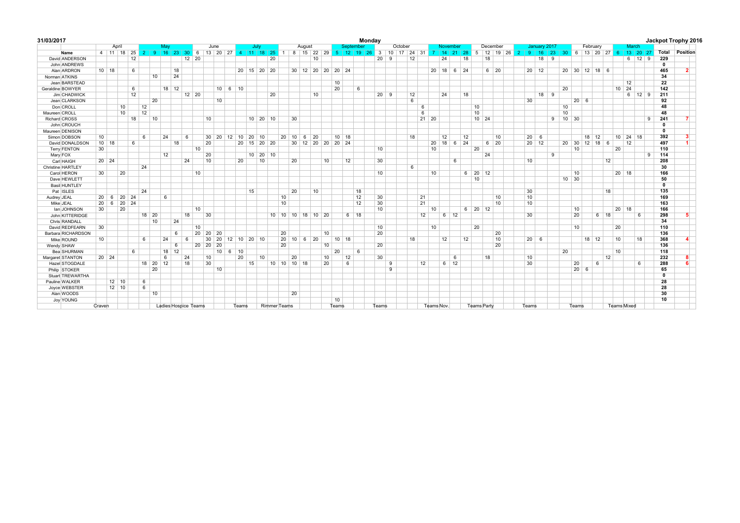**31/03/2017** — **Monday** — **Jackpot Trophy 2016**

| | | April | | | | May | | | | | June | | | | July | | | | August | | | | | September | | | | October | | | | | November | | | | December | | | | January 2017 | | | | | February | | | | March | | | | | |
|---|---|---|---|---|---|---|---|---|---|---|---|---|---|---|---|---|---|---|---|---|---|---|---|---|---|---|---|---|---|---|---|---|---|---|---|---|---|---|---|---|---|---|---|---|---|---|---|---|---|---|---|---|---|---|---|
| | **Name** | 4 | 11 | 18 | 25 | 2 | 9 | 16 | 23 | 30 | 6 | 13 | 20 | 27 | 4 | 11 | 18 | 25 | 1 | 8 | 15 | 22 | 29 | 5 | 12 | 19 | 26 | 3 | 10 | 17 | 24 | 31 | 7 | 14 | 21 | 28 | 5 | 12 | 19 | 26 | 2 | 9 | 16 | 23 | 30 | 6 | 13 | 20 | 27 | 6 | 13 | 20 | 27 | **Total** | **Position** |
| David | ANDERSON | | | | 12 | | | | | | 12 | 20 | | | | | | 20 | | | | 10 | | | | | | 20 | 9 | | 12 | | | 24 | | 18 | | 18 | | | | | 18 | 9 | | | | | | | 6 | 12 | 9 | 229 | |
| John | ANDREWS | | | | | | | | | | | | | | | | | | | | | | | | | | | | | | | | | | | | | | | | | | | | | | | | | | | | | 0 | |
| Alan | ARDRON | 10 | 18 | | 6 | | | | | 18 | | | | | 20 | 15 | 20 | 20 | | 30 | 12 | 20 | 20 | 20 | 24 | | | | | | | | 20 | 18 | 6 | 24 | | 6 | 20 | | | 20 | 12 | | 20 | 30 | 12 | 18 | 6 | | | | | 465 | 2 |
| Norman | ATKINS | | | | | | 10 | | 24 | | | | | | | | | | | | | | | | | | | | | | | | | | | | | | | | | | | | | | | | | | | | | 34 | |
| Jean | BARSTEAD | | | | | | | | | | | | | | | | | | | | | | | 10 | | | | | | | | | | | | | | | | | | | | | | | | | | | 12 | | | 22 | |
| Geraldine | BOWYER | | | | 6 | | | 18 | 12 | | | | 10 | 6 | 10 | | | | | | | | | 20 | | 6 | | | | | | | | | | | | | | | | | | | 20 | | | | | 10 | 24 | | | 142 | |
| Jim | CHADWICK | | | | 12 | | | | | | 12 | 20 | | | | | | 20 | | | | 10 | | | | | | 20 | 9 | | 12 | | | 24 | | 18 | | | | | | | 18 | 9 | | | | | | | 6 | 12 | 9 | 211 | |
| Jean | CLARKSON | | | | | | 20 | | | | | | 10 | | | | | | | | | | | | | | | | | | 6 | | | | | | | | | | | 30 | | | | 20 | 6 | | | | | | | 92 | |
| Don | CROLL | | | 10 | | 12 | | | | | | | | | | | | | | | | | | | | | | | | | | 6 | | | | | 10 | | | | | | | | 10 | | | | | | | | | 48 | |
| Maureen | CROLL | | | 10 | | 12 | | | | | | | | | | | | | | | | | | | | | | | | | | 6 | | | | | 10 | | | | | | | | 10 | | | | | | | | | 48 | |
| Richard | CROSS | | | | 18 | | 10 | | | | | 10 | | | | 10 | 20 | 10 | | 30 | | | | | | | | | | | | 21 | 20 | | | | 10 | 24 | | | | | | 9 | 10 | 30 | | | | | | | 9 | 241 | 7 |
| John | CROUCH | | | | | | | | | | | | | | | | | | | | | | | | | | | | | | | | | | | | | | | | | | | | | | | | | | | | | 0 | |
| Maureen | DENISON | | | | | | | | | | | | | | | | | | | | | | | | | | | | | | | | | | | | | | | | | | | | | | | | | | | | | 0 | |
| Simon | DOBSON | 10 | | | | 6 | | 24 | | 6 | | 30 | 20 | 12 | 10 | 20 | 10 | | 20 | 10 | 6 | 20 | | 10 | 18 | | | | | | 18 | | | 12 | | 12 | | | 10 | | | 20 | 6 | | | | 18 | 12 | | 10 | 24 | 18 | | 392 | 3 |
| David | DONALDSON | 10 | 18 | | 6 | | | | | 18 | | 20 | | | 20 | 15 | 20 | 20 | | 30 | 12 | 20 | 20 | 20 | 24 | | | | | | | | 20 | 18 | 6 | 24 | | 6 | 20 | | | 20 | 12 | | 20 | 30 | 12 | 18 | 6 | | 12 | | | 497 | 1 |
| Terry | FENTON | 30 | | | | | | | | | | 10 | | | | | | | | | | | | | | | | 10 | | | | | 10 | | | | 20 | | | | | | | | | 10 | | | | 20 | | | | 110 | |
| Mary | FOX | | | | | | | | 12 | | | 20 | | | | 10 | 20 | 10 | | | | | | | | | | | | | | | | | | | | 24 | | | | | | 9 | | | | | | | | | 9 | 114 | |
| Carl | HAIGH | 20 | 24 | | | | | | | 24 | | 10 | | | 20 | | 10 | | | 20 | | | 10 | | 12 | | | 30 | | | | | | | 6 | | | | | | | 10 | | | | | | | 12 | | | | | 208 | |
| Christine | HARTLEY | | | | | 24 | | | | | | | | | | | | | | | | | | | | | | | | | 6 | | | | | | | | | | | | | | | | | | | | | | | 30 | |
| Carol | HERON | 30 | | 20 | | | | | | | | 10 | | | | | | | | | | | | | | | | 10 | | | | | 10 | | | 6 | 20 | 12 | | | | | | | | 10 | | | | 20 | 18 | | | 166 | |
| Dave | HEWLETT | | | | | | | | | | | | | | | | | | | | | | | | | | | | | | | | | | | | 10 | | | | | | | | 10 | 30 | | | | | | | | 50 | |
| Basil | HUNTLEY | | | | | | | | | | | | | | | | | | | | | | | | | | | | | | | | | | | | | | | | | | | | | | | | | | | | | 0 | |
| Pat | ISLES | | | | | 24 | | | | | | | | | | 15 | | | | 20 | | 10 | | | | 18 | | | | | | | | | | | | | | | | 30 | | | | | | | 18 | | | | | 135 | |
| Audrey | JEAL | 20 | 6 | 20 | 24 | | | 6 | | | | | | | | | | | 10 | | | | | | | 12 | | 30 | | | | 21 | | | | | | | 10 | | | 10 | | | | | | | | | | | | 169 | |
| Mike | JEAL | 20 | 6 | 20 | 24 | | | | | | | | | | | | | | 10 | | | | | | | 12 | | 30 | | | | 21 | | | | | | | 10 | | | 10 | | | | | | | | | | | | 163 | |
| Ian | JOHNSON | 30 | | 20 | | | | | | | | 10 | | | | | | | | | | | | | | | | 10 | | | | | 10 | | | 6 | 20 | 12 | | | | | | | | 10 | | | | 20 | 18 | | | 166 | |
| John | KITTERIDGE | | | | | 18 | 20 | | | 18 | | 30 | | | | | | 10 | 10 | 10 | 18 | 10 | 20 | | 6 | 18 | | | | | | 12 | | 6 | 12 | | | | | | | 30 | | | | 20 | | 6 | 18 | | | 6 | | 298 | 5 |
| Chris | RANDALL | | | | | | 10 | | 24 | | | | | | | | | | | | | | | | | | | | | | | | | | | | | | | | | | | | | | | | | | | | | 34 | |
| David | REDFEARN | 30 | | | | | | | | | | 10 | | | | | | | | | | | | | | | | 10 | | | | | 10 | | | | 20 | | | | | | | | | 10 | | | | 20 | | | | 110 | |
| Barbara | RICHARDSON | | | | | | | | | 6 | | 20 | 20 | 20 | | | | | 20 | | | | 10 | | | | | 20 | | | | | | | | | | | 20 | | | | | | | | | | | | | | | 136 | |
| Mike | ROUND | 10 | | | | 6 | | 24 | | 6 | | 30 | 20 | 12 | 10 | 20 | 10 | | 20 | 10 | 6 | 20 | | 10 | 18 | | | | | | 18 | | | 12 | | 12 | | | 10 | | | 20 | 6 | | | | 18 | 12 | | 10 | | 18 | | 368 | 4 |
| Wendy | SHAW | | | | | | | | | 6 | | 20 | 20 | 20 | | | | | 20 | | | | 10 | | | | | 20 | | | | | | | | | | | 20 | | | | | | | | | | | | | | | 136 | |
| Bea | SHURMAN | | | | 6 | | | 18 | 12 | | | | 10 | 6 | 10 | | | | | | | | | 20 | | 6 | | | | | | | | | | | | | | | | | | | 20 | | | | | 10 | | | | 118 | |
| Margaret | STANTON | 20 | 24 | | | | | 6 | | 24 | | 10 | | | 20 | | 10 | | | 20 | | | 10 | | 12 | | | 30 | | | | | | | 6 | | | 18 | | | | 10 | | | | | | | 12 | | | | | 232 | 8 |
| Hazel | STOGDALE | | | | | 18 | 20 | 12 | | 18 | | 30 | | | | 15 | | 10 | 10 | 10 | 18 | | 20 | | 6 | | | | 9 | | | 12 | | 6 | 12 | | | | | | | 30 | | | | 20 | | 6 | | | | 6 | | 288 | 6 |
| Philip | STOKER | | | | | | 20 | | | | | | 10 | | | | | | | | | | | | | | | | 9 | | | | | | | | | | | | | | | | | 20 | 6 | | | | | | | 65 | |
| Stuart | TREWARTHA | | | | | | | | | | | | | | | | | | | | | | | | | | | | | | | | | | | | | | | | | | | | | | | | | | | | | 0 | |
| Pauline | WALKER | | 12 | 10 | | 6 | | | | | | | | | | | | | | | | | | | | | | | | | | | | | | | | | | | | | | | | | | | | | | | | 28 | |
| Joyce | WEBSTER | | 12 | 10 | | 6 | | | | | | | | | | | | | | | | | | | | | | | | | | | | | | | | | | | | | | | | | | | | | | | | 28 | |
| Alan | WOODS | | | | | | 10 | | | | | | | | | | | | | 20 | | | | | | | | | | | | | | | | | | | | | | | | | | | | | | | | | | 30 | |
| Joy | YOUNG | | | | | | | | | | | | | | | | | | | | | | | 10 | | | | | | | | | | | | | | | | | | | | | | | | | | | | | | 10 | |
| | | Craven | | | | | | Ladies | | Hospice | | Teams | | | Teams | | | Rimmer | Teams | | | | | Teams | | | | Teams | | | | | Teams | Nov. | | | Teams | Party | | | | Teams | | | | Teams | | | | Teams | Mixed | | | | |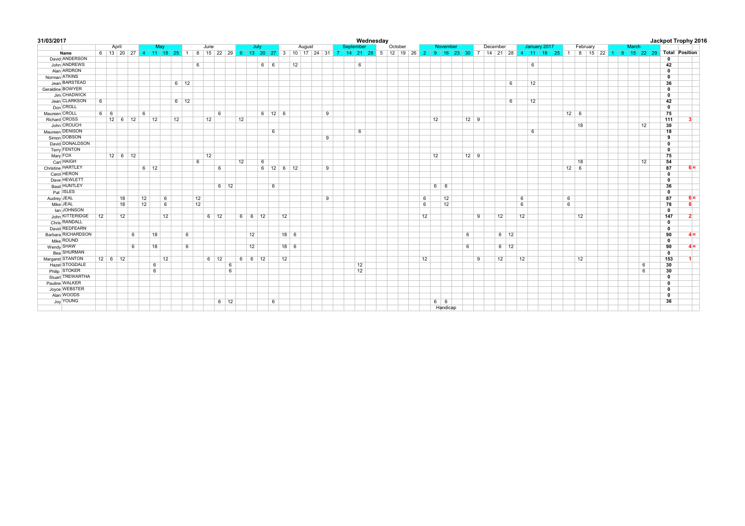**31/03/2017** — **Wednesday** — **Jackpot Trophy 2016**

| | | April | | | | May | | | | June | | | | | July | | | | August | | | | | September | | | | October | | | | November | | | | | December | | | | January 2017 | | | | February | | | | March | | | | | | |
|---|---|---|---|---|---|---|---|---|---|---|---|---|---|---|---|---|---|---|---|---|---|---|---|---|---|---|---|---|---|---|---|---|---|---|---|---|---|---|---|---|---|---|---|---|---|---|---|---|---|---|---|---|---|---|---|
| | Name | 6 | 13 | 20 | 27 | 4 | 11 | 18 | 25 | 1 | 8 | 15 | 22 | 29 | 6 | 13 | 20 | 27 | 3 | 10 | 17 | 24 | 31 | 7 | 14 | 21 | 28 | 5 | 12 | 19 | 26 | 2 | 9 | 16 | 23 | 30 | 7 | 14 | 21 | 28 | 4 | 11 | 18 | 25 | 1 | 8 | 15 | 22 | 1 | 8 | 15 | 22 | 29 | Total | Position |
| David | ANDERSON | | | | | | | | | | | | | | | | | | | | | | | | | | | | | | | | | | | | | | | | | | | | | | | | | | | | | 0 | |
| John | ANDREWS | | | | | | | | | | 6 | | | | | | 6 | 6 | | 12 | | | | | | 6 | | | | | | | | | | | | | | | | 6 | | | | | | | | | | | | 42 | |
| Alan | ARDRON | | | | | | | | | | | | | | | | | | | | | | | | | | | | | | | | | | | | | | | | | | | | | | | | | | | | | 0 | |
| Norman | ATKINS | | | | | | | | | | | | | | | | | | | | | | | | | | | | | | | | | | | | | | | | | | | | | | | | | | | | | 0 | |
| Jean | BARSTEAD | | | | | | | | 6 | 12 | | | | | | | | | | | | | | | | | | | | | | | | | | | | | | 6 | | 12 | | | | | | | | | | | | 36 | |
| Geraldine | BOWYER | | | | | | | | | | | | | | | | | | | | | | | | | | | | | | | | | | | | | | | | | | | | | | | | | | | | | 0 | |
| Jim | CHADWICK | | | | | | | | | | | | | | | | | | | | | | | | | | | | | | | | | | | | | | | | | | | | | | | | | | | | | 0 | |
| Jean | CLARKSON | 6 | | | | | | | 6 | 12 | | | | | | | | | | | | | | | | | | | | | | | | | | | | | | 6 | | 12 | | | | | | | | | | | | 42 | |
| Don | CROLL | | | | | | | | | | | | | | | | | | | | | | | | | | | | | | | | | | | | | | | | | | | | | | | | | | | | | 0 | |
| Maureen | CROLL | 6 | 6 | | | 6 | | | | | | | 6 | | | | 6 | 12 | 6 | | | | 9 | | | | | | | | | | | | | | | | | | | | | | 12 | 6 | | | | | | | | 75 | |
| Richard | CROSS | | 12 | 6 | 12 | | 12 | | 12 | | | 12 | | | 12 | | | | | | | | | | | | | | | | | | 12 | | | 12 | 9 | | | | | | | | | | | | | | | | | 111 | 3 |
| John | CROUCH | | | | | | | | | | | | | | | | | | | | | | | | | | | | | | | | | | | | | | | | | | | | | 18 | | | | | | 12 | | 30 | |
| Maureen | DENISON | | | | | | | | | | | | | | | | | 6 | | | | | | | | 6 | | | | | | | | | | | | | | | | 6 | | | | | | | | | | | | 18 | |
| Simon | DOBSON | | | | | | | | | | | | | | | | | | | | | | 9 | | | | | | | | | | | | | | | | | | | | | | | | | | | | | | | 9 | |
| David | DONALDSON | | | | | | | | | | | | | | | | | | | | | | | | | | | | | | | | | | | | | | | | | | | | | | | | | | | | | 0 | |
| Terry | FENTON | | | | | | | | | | | | | | | | | | | | | | | | | | | | | | | | | | | | | | | | | | | | | | | | | | | | | 0 | |
| Mary | FOX | | 12 | 6 | 12 | | | | | | | 12 | | | | | | | | | | | | | | | | | | | | | 12 | | | 12 | 9 | | | | | | | | | | | | | | | | | 75 | |
| Carl | HAIGH | | | | | | | | | | 6 | | | | 12 | | 6 | | | | | | | | | | | | | | | | | | | | | | | | | | | | | 18 | | | | | | 12 | | 54 | |
| Christine | HARTLEY | | | | | 6 | 12 | | | | | | 6 | | | | 6 | 12 | 6 | 12 | | | 9 | | | | | | | | | | | | | | | | | | | | | | 12 | 6 | | | | | | | | 87 | 6 = |
| Carol | HERON | | | | | | | | | | | | | | | | | | | | | | | | | | | | | | | | | | | | | | | | | | | | | | | | | | | | | 0 | |
| Dave | HEWLETT | | | | | | | | | | | | | | | | | | | | | | | | | | | | | | | | | | | | | | | | | | | | | | | | | | | | | 0 | |
| Basil | HUNTLEY | | | | | | | | | | | | 6 | 12 | | | | 6 | | | | | | | | | | | | | | | 6 | 6 | | | | | | | | | | | | | | | | | | | | 36 | |
| Pat | ISLES | | | | | | | | | | | | | | | | | | | | | | | | | | | | | | | | | | | | | | | | | | | | | | | | | | | | | 0 | |
| Audrey | JEAL | | | 18 | | 12 | | 6 | | 12 | | | | | | | | | | | | | 9 | | | | | | | | | 6 | | 12 | | | | | | | 6 | | | | 6 | | | | | | | | | 87 | 6 = |
| Mike | JEAL | | | 18 | | 12 | | 6 | | 12 | | | | | | | | | | | | | | | | | | | | | | 6 | | 12 | | | | | | | 6 | | | | 6 | | | | | | | | | 78 | 8 |
| Ian | JOHNSON | | | | | | | | | | | | | | | | | | | | | | | | | | | | | | | | | | | | | | | | | | | | | | | | | | | | | 0 | |
| John | KITTERIDGE | 12 | | 12 | | | | 12 | | | | 6 | 12 | | 6 | 6 | 12 | | 12 | | | | | | | | | | | | | 12 | | | | | 9 | | 12 | | 12 | | | | | 12 | | | | | | | | 147 | 2 |
| Chris | RANDALL | | | | | | | | | | | | | | | | | | | | | | | | | | | | | | | | | | | | | | | | | | | | | | | | | | | | | 0 | |
| David | REDFEARN | | | | | | | | | | | | | | | | | | | | | | | | | | | | | | | | | | | | | | | | | | | | | | | | | | | | | 0 | |
| Barbara | RICHARDSON | | | | 6 | | 18 | | | 6 | | | | | | 12 | | | 18 | 6 | | | | | | | | | | | | | | | | 6 | | | 6 | 12 | | | | | | | | | | | | | | 90 | 4 = |
| Mike | ROUND | | | | | | | | | | | | | | | | | | | | | | | | | | | | | | | | | | | | | | | | | | | | | | | | | | | | | 0 | |
| Wendy | SHAW | | | | 6 | | 18 | | | 6 | | | | | | 12 | | | 18 | 6 | | | | | | | | | | | | | | | | 6 | | | 6 | 12 | | | | | | | | | | | | | | 90 | 4 = |
| Bea | SHURMAN | | | | | | | | | | | | | | | | | | | | | | | | | | | | | | | | | | | | | | | | | | | | | | | | | | | | | 0 | |
| Margaret | STANTON | 12 | 6 | 12 | | | | 12 | | | | 6 | 12 | | 6 | 6 | 12 | | 12 | | | | | | | | | | | | | 12 | | | | | 9 | | 12 | | 12 | | | | | 12 | | | | | | | | 153 | 1 |
| Hazel | STOGDALE | | | | | | 6 | | | | | | | 6 | | | | | | | | | | | | 12 | | | | | | | | | | | | | | | | | | | | | | | | | | 6 | | 30 | |
| Philip | STOKER | | | | | | 6 | | | | | | | 6 | | | | | | | | | | | | 12 | | | | | | | | | | | | | | | | | | | | | | | | | | 6 | | 30 | |
| Stuart | TREWARTHA | | | | | | | | | | | | | | | | | | | | | | | | | | | | | | | | | | | | | | | | | | | | | | | | | | | | | 0 | |
| Pauline | WALKER | | | | | | | | | | | | | | | | | | | | | | | | | | | | | | | | | | | | | | | | | | | | | | | | | | | | | 0 | |
| Joyce | WEBSTER | | | | | | | | | | | | | | | | | | | | | | | | | | | | | | | | | | | | | | | | | | | | | | | | | | | | | 0 | |
| Alan | WOODS | | | | | | | | | | | | | | | | | | | | | | | | | | | | | | | | | | | | | | | | | | | | | | | | | | | | | 0 | |
| Joy | YOUNG | | | | | | | | | | | | 6 | 12 | | | | 6 | | | | | | | | | | | | | | | 6 | 6 | | | | | | | | | | | | | | | | | | | | 36 | |
| | | | | | | | | | | | | | | | | | | | | | | | | | | | | | | | | Handicap | | | | | | | | | | | | | | | | | | | | | | | |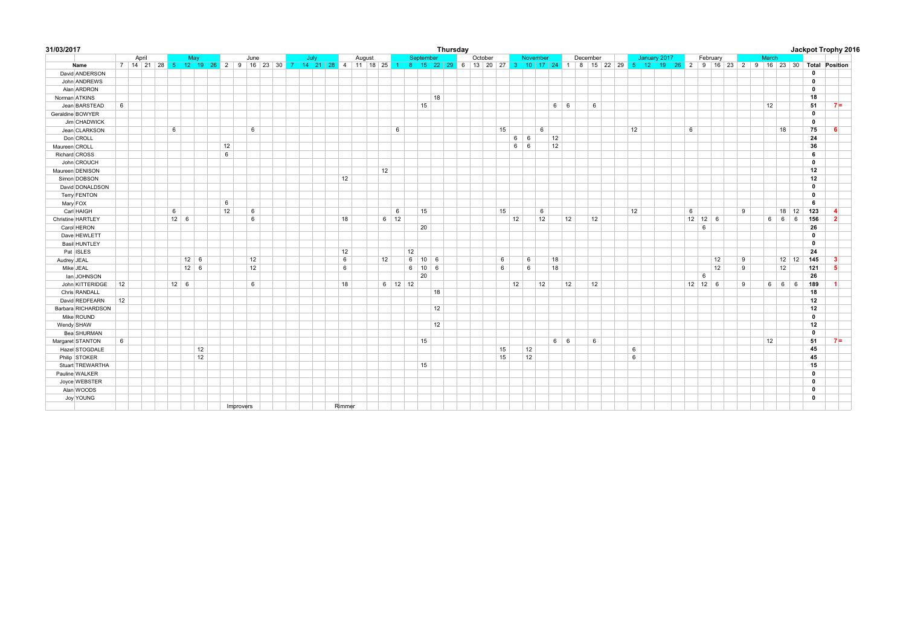31/03/2017

**Thursday**

**Jackpot Trophy 2016**

| | April | | | | May | | | | June | | | | | July | | | | August | | | | September | | | | | October | | | | November | | | | December | | | | | January 2017 | | | | February | | | | March | | | | | | |
|---|---|---|---|---|---|---|---|---|---|---|---|---|---|---|---|---|---|---|---|---|---|---|---|---|---|---|---|---|---|---|---|---|---|---|---|---|---|---|---|---|---|---|---|---|---|---|---|---|---|---|---|---|---|---|
| **Name** | 7 | 14 | 21 | 28 | 5 | 12 | 19 | 26 | 2 | 9 | 16 | 23 | 30 | 7 | 14 | 21 | 28 | 4 | 11 | 18 | 25 | 1 | 8 | 15 | 22 | 29 | 6 | 13 | 20 | 27 | 3 | 10 | 17 | 24 | 1 | 8 | 15 | 22 | 29 | 5 | 12 | 19 | 26 | 2 | 9 | 16 | 23 | 2 | 9 | 16 | 23 | 30 | **Total** | **Position** |
| David ANDERSON | | | | | | | | | | | | | | | | | | | | | | | | | | | | | | | | | | | | | | | | | | | | | | | | | | | | | **0** | |
| John ANDREWS | | | | | | | | | | | | | | | | | | | | | | | | | | | | | | | | | | | | | | | | | | | | | | | | | | | | | **0** | |
| Alan ARDRON | | | | | | | | | | | | | | | | | | | | | | | | | | | | | | | | | | | | | | | | | | | | | | | | | | | | | **0** | |
| Norman ATKINS | | | | | | | | | | | | | | | | | | | | | | | | | 18 | | | | | | | | | | | | | | | | | | | | | | | | | | | | **18** | |
| Jean BARSTEAD | 6 | | | | | | | | | | | | | | | | | | | | | | | 15 | | | | | | | | | | 6 | 6 | | 6 | | | | | | | | | | | | | 12 | | | **51** | **7=** |
| Geraldine BOWYER | | | | | | | | | | | | | | | | | | | | | | | | | | | | | | | | | | | | | | | | | | | | | | | | | | | | | **0** | |
| Jim CHADWICK | | | | | | | | | | | | | | | | | | | | | | | | | | | | | | | | | | | | | | | | | | | | | | | | | | | | | **0** | |
| Jean CLARKSON | | | | | 6 | | | | | | 6 | | | | | | | | | | | 6 | | | | | | | | 15 | | | 6 | | | | | | | 12 | | | | 6 | | | | | | | 18 | | **75** | **6** |
| Don CROLL | | | | | | | | | | | | | | | | | | | | | | | | | | | | | | | 6 | 6 | | 12 | | | | | | | | | | | | | | | | | | | **24** | |
| Maureen CROLL | | | | | | | | | 12 | | | | | | | | | | | | | | | | | | | | | | 6 | 6 | | 12 | | | | | | | | | | | | | | | | | | | **36** | |
| Richard CROSS | | | | | | | | | 6 | | | | | | | | | | | | | | | | | | | | | | | | | | | | | | | | | | | | | | | | | | | | **6** | |
| John CROUCH | | | | | | | | | | | | | | | | | | | | | | | | | | | | | | | | | | | | | | | | | | | | | | | | | | | | | **0** | |
| Maureen DENISON | | | | | | | | | | | | | | | | | | | | | 12 | | | | | | | | | | | | | | | | | | | | | | | | | | | | | | | | **12** | |
| Simon DOBSON | | | | | | | | | | | | | | | | | | 12 | | | | | | | | | | | | | | | | | | | | | | | | | | | | | | | | | | | **12** | |
| David DONALDSON | | | | | | | | | | | | | | | | | | | | | | | | | | | | | | | | | | | | | | | | | | | | | | | | | | | | | **0** | |
| Terry FENTON | | | | | | | | | | | | | | | | | | | | | | | | | | | | | | | | | | | | | | | | | | | | | | | | | | | | | **0** | |
| Mary FOX | | | | | | | | | 6 | | | | | | | | | | | | | | | | | | | | | | | | | | | | | | | | | | | | | | | | | | | | **6** | |
| Carl HAIGH | | | | | 6 | | | | 12 | | 6 | | | | | | | | | | | 6 | | 15 | | | | | | 15 | | | 6 | | | | | | | 12 | | | | 6 | | | | 9 | | | 18 | 12 | **123** | **4** |
| Christine HARTLEY | | | | | 12 | 6 | | | | | 6 | | | | | | | 18 | | | 6 | 12 | | | | | | | | | 12 | | 12 | | 12 | | 12 | | | | | | | 12 | 12 | 6 | | | | 6 | 6 | 6 | **156** | **2** |
| Carol HERON | | | | | | | | | | | | | | | | | | | | | | | | 20 | | | | | | | | | | | | | | | | | | | | | 6 | | | | | | | | **26** | |
| Dave HEWLETT | | | | | | | | | | | | | | | | | | | | | | | | | | | | | | | | | | | | | | | | | | | | | | | | | | | | | **0** | |
| Basil HUNTLEY | | | | | | | | | | | | | | | | | | | | | | | | | | | | | | | | | | | | | | | | | | | | | | | | | | | | | **0** | |
| Pat ISLES | | | | | | | | | | | | | | | | | | 12 | | | | | 12 | | | | | | | | | | | | | | | | | | | | | | | | | | | | | | **24** | |
| Audrey JEAL | | | | | | 12 | 6 | | | | 12 | | | | | | | 6 | | | 12 | | 6 | 10 | 6 | | | | | 6 | | 6 | | 18 | | | | | | | | | | | | 12 | | 9 | | | 12 | 12 | **145** | **3** |
| Mike JEAL | | | | | | 12 | 6 | | | | 12 | | | | | | | 6 | | | | | 6 | 10 | 6 | | | | | 6 | | 6 | | 18 | | | | | | | | | | | | 12 | | 9 | | | 12 | | **121** | **5** |
| Ian JOHNSON | | | | | | | | | | | | | | | | | | | | | | | | 20 | | | | | | | | | | | | | | | | | | | | | 6 | | | | | | | | **26** | |
| John KITTERIDGE | 12 | | | | 12 | 6 | | | | | 6 | | | | | | | 18 | | | 6 | 12 | 12 | | | | | | | | 12 | | 12 | | 12 | | 12 | | | | | | | 12 | 12 | 6 | | 9 | | 6 | 6 | 6 | **189** | **1** |
| Chris RANDALL | | | | | | | | | | | | | | | | | | | | | | | | | 18 | | | | | | | | | | | | | | | | | | | | | | | | | | | | **18** | |
| David REDFEARN | 12 | | | | | | | | | | | | | | | | | | | | | | | | | | | | | | | | | | | | | | | | | | | | | | | | | | | | **12** | |
| Barbara RICHARDSON | | | | | | | | | | | | | | | | | | | | | | | | | 12 | | | | | | | | | | | | | | | | | | | | | | | | | | | | **12** | |
| Mike ROUND | | | | | | | | | | | | | | | | | | | | | | | | | | | | | | | | | | | | | | | | | | | | | | | | | | | | | **0** | |
| Wendy SHAW | | | | | | | | | | | | | | | | | | | | | | | | | 12 | | | | | | | | | | | | | | | | | | | | | | | | | | | | **12** | |
| Bea SHURMAN | | | | | | | | | | | | | | | | | | | | | | | | | | | | | | | | | | | | | | | | | | | | | | | | | | | | | **0** | |
| Margaret STANTON | 6 | | | | | | | | | | | | | | | | | | | | | | | 15 | | | | | | | | | | 6 | 6 | | 6 | | | | | | | | | | | | | 12 | | | **51** | **7=** |
| Hazel STOGDALE | | | | | | | 12 | | | | | | | | | | | | | | | | | | | | | | | 15 | | 12 | | | | | | | | 6 | | | | | | | | | | | | | **45** | |
| Philip STOKER | | | | | | | 12 | | | | | | | | | | | | | | | | | | | | | | | 15 | | 12 | | | | | | | | 6 | | | | | | | | | | | | | **45** | |
| Stuart TREWARTHA | | | | | | | | | | | | | | | | | | | | | | | | 15 | | | | | | | | | | | | | | | | | | | | | | | | | | | | | **15** | |
| Pauline WALKER | | | | | | | | | | | | | | | | | | | | | | | | | | | | | | | | | | | | | | | | | | | | | | | | | | | | | **0** | |
| Joyce WEBSTER | | | | | | | | | | | | | | | | | | | | | | | | | | | | | | | | | | | | | | | | | | | | | | | | | | | | | **0** | |
| Alan WOODS | | | | | | | | | | | | | | | | | | | | | | | | | | | | | | | | | | | | | | | | | | | | | | | | | | | | | | **0** | |
| Joy YOUNG | | | | | | | | | | | | | | | | | | | | | | | | | | | | | | | | | | | | | | | | | | | | | | | | | | | | | **0** | |
| | | | | | | | | | | Improvers | | | | | | | | Rimmer | | | | | | | | | | | | | | | | | | | | | | | | | | | | | | | | | | | | |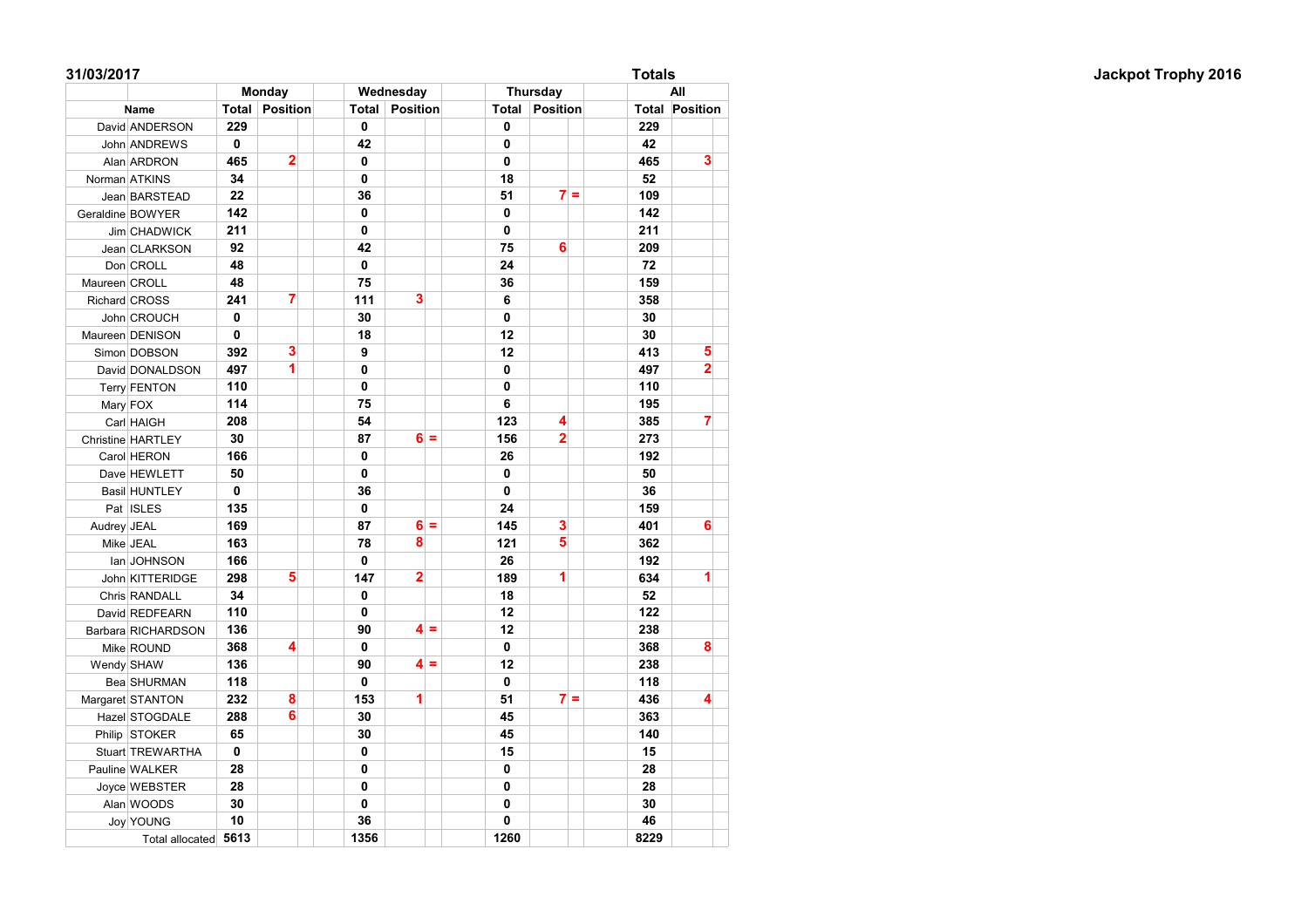31/03/2017

**Totals**

**Jackpot Trophy 2016**

| | Name | Monday Total | Monday Position | Wednesday Total | Wednesday Position | Thursday Total | Thursday Position | All Total | All Position |
|---|---|---|---|---|---|---|---|---|---|
| David | ANDERSON | 229 | | 0 | | 0 | | 229 | |
| John | ANDREWS | 0 | | 42 | | 0 | | 42 | |
| Alan | ARDRON | 465 | 2 | 0 | | 0 | | 465 | 3 |
| Norman | ATKINS | 34 | | 0 | | 18 | | 52 | |
| Jean | BARSTEAD | 22 | | 36 | | 51 | 7 = | 109 | |
| Geraldine | BOWYER | 142 | | 0 | | 0 | | 142 | |
| Jim | CHADWICK | 211 | | 0 | | 0 | | 211 | |
| Jean | CLARKSON | 92 | | 42 | | 75 | 6 | 209 | |
| Don | CROLL | 48 | | 0 | | 24 | | 72 | |
| Maureen | CROLL | 48 | | 75 | | 36 | | 159 | |
| Richard | CROSS | 241 | 7 | 111 | 3 | 6 | | 358 | |
| John | CROUCH | 0 | | 30 | | 0 | | 30 | |
| Maureen | DENISON | 0 | | 18 | | 12 | | 30 | |
| Simon | DOBSON | 392 | 3 | 9 | | 12 | | 413 | 5 |
| David | DONALDSON | 497 | 1 | 0 | | 0 | | 497 | 2 |
| Terry | FENTON | 110 | | 0 | | 0 | | 110 | |
| Mary | FOX | 114 | | 75 | | 6 | | 195 | |
| Carl | HAIGH | 208 | | 54 | | 123 | 4 | 385 | 7 |
| Christine | HARTLEY | 30 | | 87 | 6 = | 156 | 2 | 273 | |
| Carol | HERON | 166 | | 0 | | 26 | | 192 | |
| Dave | HEWLETT | 50 | | 0 | | 0 | | 50 | |
| Basil | HUNTLEY | 0 | | 36 | | 0 | | 36 | |
| Pat | ISLES | 135 | | 0 | | 24 | | 159 | |
| Audrey | JEAL | 169 | | 87 | 6 = | 145 | 3 | 401 | 6 |
| Mike | JEAL | 163 | | 78 | 8 | 121 | 5 | 362 | |
| Ian | JOHNSON | 166 | | 0 | | 26 | | 192 | |
| John | KITTERIDGE | 298 | 5 | 147 | 2 | 189 | 1 | 634 | 1 |
| Chris | RANDALL | 34 | | 0 | | 18 | | 52 | |
| David | REDFEARN | 110 | | 0 | | 12 | | 122 | |
| Barbara | RICHARDSON | 136 | | 90 | 4 = | 12 | | 238 | |
| Mike | ROUND | 368 | 4 | 0 | | 0 | | 368 | 8 |
| Wendy | SHAW | 136 | | 90 | 4 = | 12 | | 238 | |
| Bea | SHURMAN | 118 | | 0 | | 0 | | 118 | |
| Margaret | STANTON | 232 | 8 | 153 | 1 | 51 | 7 = | 436 | 4 |
| Hazel | STOGDALE | 288 | 6 | 30 | | 45 | | 363 | |
| Philip | STOKER | 65 | | 30 | | 45 | | 140 | |
| Stuart | TREWARTHA | 0 | | 0 | | 15 | | 15 | |
| Pauline | WALKER | 28 | | 0 | | 0 | | 28 | |
| Joyce | WEBSTER | 28 | | 0 | | 0 | | 28 | |
| Alan | WOODS | 30 | | 0 | | 0 | | 30 | |
| Joy | YOUNG | 10 | | 36 | | 0 | | 46 | |
| | Total allocated | 5613 | | 1356 | | 1260 | | 8229 | |